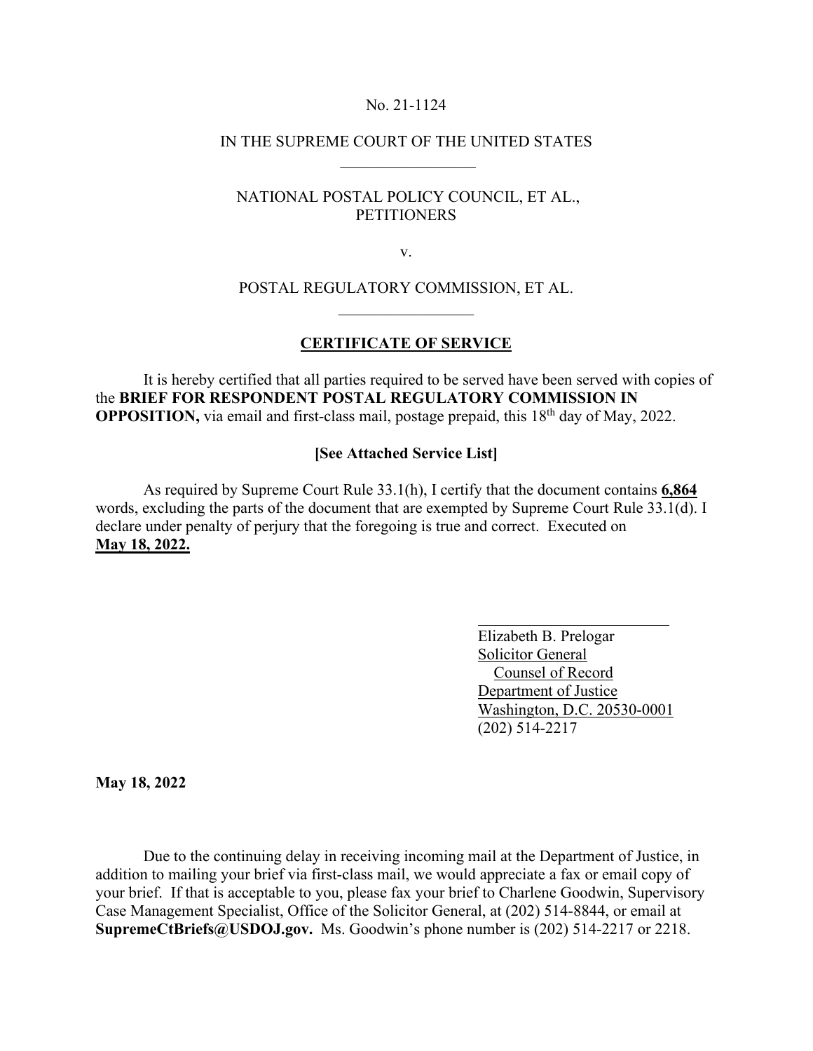No. 21-1124

IN THE SUPREME COURT OF THE UNITED STATES

_________________

NATIONAL POSTAL POLICY COUNCIL, ET AL.,
PETITIONERS

v.

POSTAL REGULATORY COMMISSION, ET AL.

_________________

**CERTIFICATE OF SERVICE**

It is hereby certified that all parties required to be served have been served with copies of the **BRIEF FOR RESPONDENT POSTAL REGULATORY COMMISSION IN OPPOSITION,** via email and first-class mail, postage prepaid, this 18th day of May, 2022.

**[See Attached Service List]**

As required by Supreme Court Rule 33.1(h), I certify that the document contains **6,864** words, excluding the parts of the document that are exempted by Supreme Court Rule 33.1(d). I declare under penalty of perjury that the foregoing is true and correct. Executed on **May 18, 2022.**

_________________________

Elizabeth B. Prelogar
Solicitor General
Counsel of Record
Department of Justice
Washington, D.C. 20530-0001
(202) 514-2217

**May 18, 2022**

Due to the continuing delay in receiving incoming mail at the Department of Justice, in addition to mailing your brief via first-class mail, we would appreciate a fax or email copy of your brief. If that is acceptable to you, please fax your brief to Charlene Goodwin, Supervisory Case Management Specialist, Office of the Solicitor General, at (202) 514-8844, or email at **SupremeCtBriefs@USDOJ.gov.** Ms. Goodwin's phone number is (202) 514-2217 or 2218.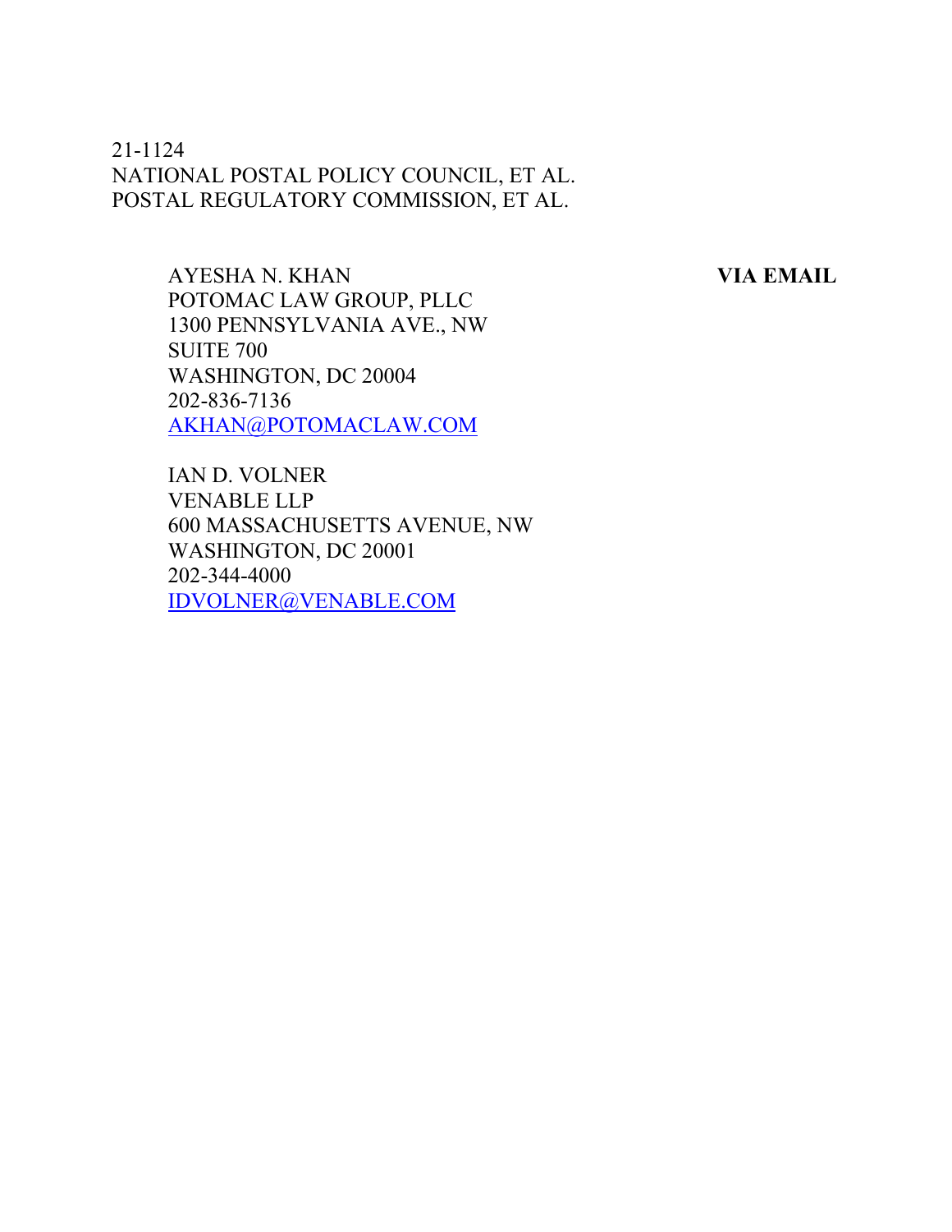21-1124
NATIONAL POSTAL POLICY COUNCIL, ET AL.
POSTAL REGULATORY COMMISSION, ET AL.

AYESHA N. KHAN **VIA EMAIL**
POTOMAC LAW GROUP, PLLC
1300 PENNSYLVANIA AVE., NW
SUITE 700
WASHINGTON, DC 20004
202-836-7136
AKHAN@POTOMACLAW.COM

IAN D. VOLNER
VENABLE LLP
600 MASSACHUSETTS AVENUE, NW
WASHINGTON, DC 20001
202-344-4000
IDVOLNER@VENABLE.COM